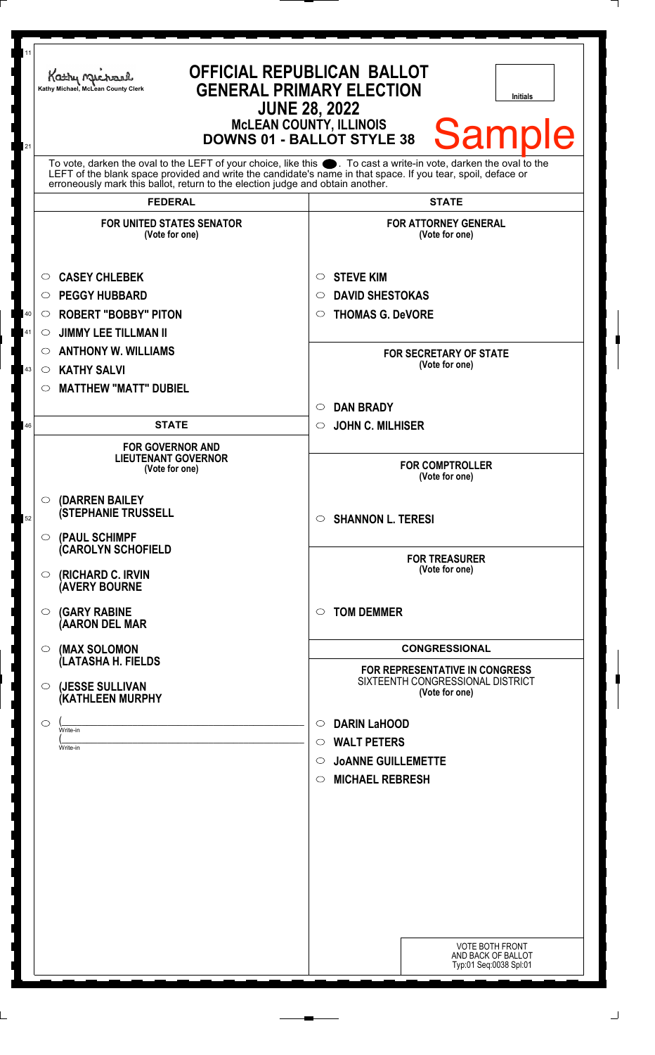Kathy Michael, McLean County Clerk

# OFFICIAL REPUBLICAN BALLOT
## GENERAL PRIMARY ELECTION
### JUNE 28, 2022
### McLEAN COUNTY, ILLINOIS
### DOWNS 01 - BALLOT STYLE 38

Initials

Sample

To vote, darken the oval to the LEFT of your choice, like this ⬬. To cast a write-in vote, darken the oval to the LEFT of the blank space provided and write the candidate's name in that space. If you tear, spoil, deface or erroneously mark this ballot, return to the election judge and obtain another.

## FEDERAL

**FOR UNITED STATES SENATOR**
(Vote for one)

- ○ CASEY CHLEBEK
- ○ PEGGY HUBBARD
- ○ ROBERT "BOBBY" PITON
- ○ JIMMY LEE TILLMAN II
- ○ ANTHONY W. WILLIAMS
- ○ KATHY SALVI
- ○ MATTHEW "MATT" DUBIEL

## STATE

**FOR GOVERNOR AND LIEUTENANT GOVERNOR**
(Vote for one)

- ○ (DARREN BAILEY (STEPHANIE TRUSSELL
- ○ (PAUL SCHIMPF (CAROLYN SCHOFIELD
- ○ (RICHARD C. IRVIN (AVERY BOURNE
- ○ (GARY RABINE (AARON DEL MAR
- ○ (MAX SOLOMON (LATASHA H. FIELDS
- ○ (JESSE SULLIVAN (KATHLEEN MURPHY
- ○ (\_\_\_\_\_\_\_\_\_\_ Write-in (\_\_\_\_\_\_\_\_\_\_ Write-in

## STATE

**FOR ATTORNEY GENERAL**
(Vote for one)

- ○ STEVE KIM
- ○ DAVID SHESTOKAS
- ○ THOMAS G. DeVORE

**FOR SECRETARY OF STATE**
(Vote for one)

- ○ DAN BRADY
- ○ JOHN C. MILHISER

**FOR COMPTROLLER**
(Vote for one)

- ○ SHANNON L. TERESI

**FOR TREASURER**
(Vote for one)

- ○ TOM DEMMER

## CONGRESSIONAL

**FOR REPRESENTATIVE IN CONGRESS**
SIXTEENTH CONGRESSIONAL DISTRICT
(Vote for one)

- ○ DARIN LaHOOD
- ○ WALT PETERS
- ○ JoANNE GUILLEMETTE
- ○ MICHAEL REBRESH

VOTE BOTH FRONT AND BACK OF BALLOT
Typ:01 Seq:0038 Spl:01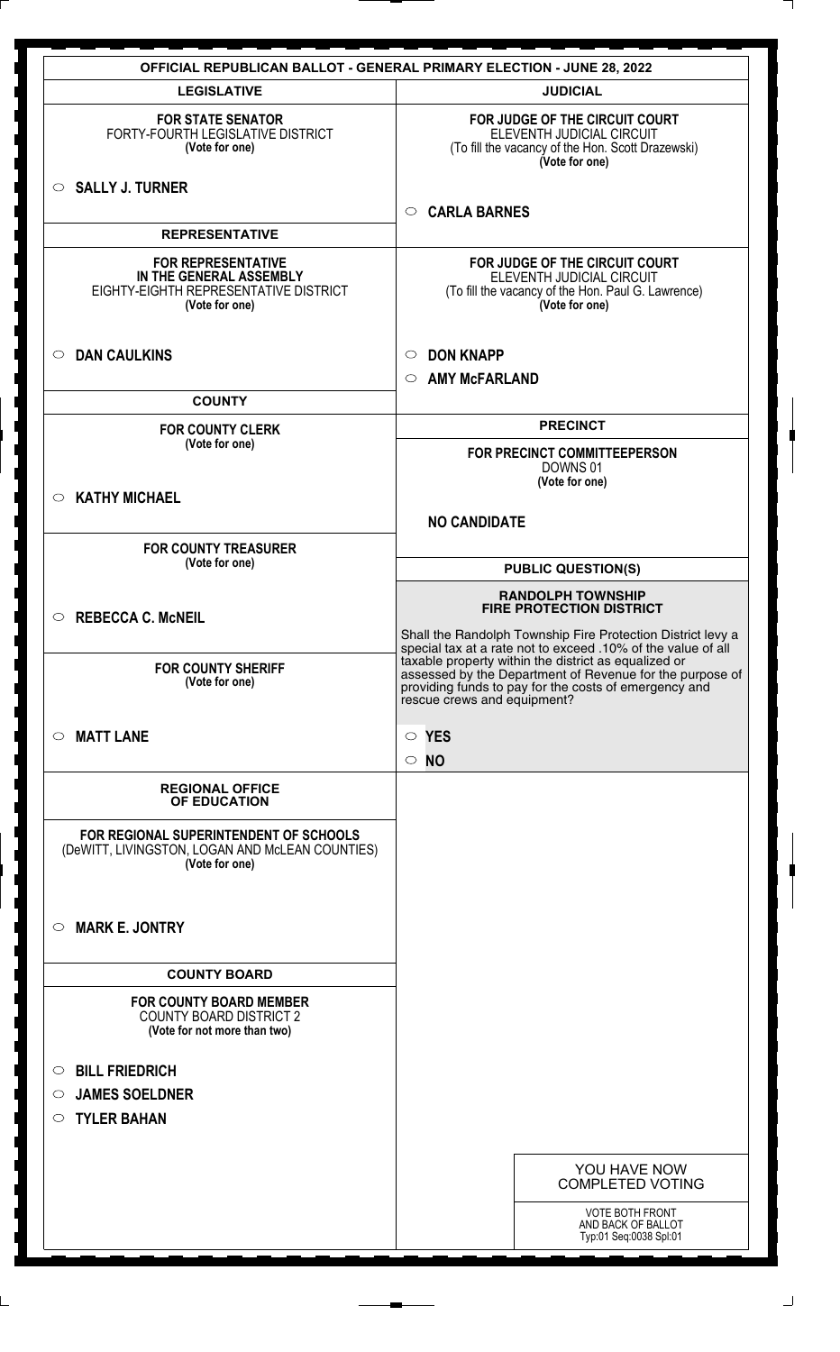# OFFICIAL REPUBLICAN BALLOT - GENERAL PRIMARY ELECTION - JUNE 28, 2022

## LEGISLATIVE

**FOR STATE SENATOR**
FORTY-FOURTH LEGISLATIVE DISTRICT
**(Vote for one)**

○ **SALLY J. TURNER**

## REPRESENTATIVE

**FOR REPRESENTATIVE IN THE GENERAL ASSEMBLY**
EIGHTY-EIGHTH REPRESENTATIVE DISTRICT
**(Vote for one)**

○ **DAN CAULKINS**

## COUNTY

**FOR COUNTY CLERK**
**(Vote for one)**

○ **KATHY MICHAEL**

**FOR COUNTY TREASURER**
**(Vote for one)**

○ **REBECCA C. McNEIL**

**FOR COUNTY SHERIFF**
**(Vote for one)**

○ **MATT LANE**

## REGIONAL OFFICE OF EDUCATION

**FOR REGIONAL SUPERINTENDENT OF SCHOOLS**
(DeWITT, LIVINGSTON, LOGAN AND McLEAN COUNTIES)
**(Vote for one)**

○ **MARK E. JONTRY**

## COUNTY BOARD

**FOR COUNTY BOARD MEMBER**
COUNTY BOARD DISTRICT 2
**(Vote for not more than two)**

○ **BILL FRIEDRICH**
○ **JAMES SOELDNER**
○ **TYLER BAHAN**

## JUDICIAL

**FOR JUDGE OF THE CIRCUIT COURT**
ELEVENTH JUDICIAL CIRCUIT
(To fill the vacancy of the Hon. Scott Drazewski)
**(Vote for one)**

○ **CARLA BARNES**

**FOR JUDGE OF THE CIRCUIT COURT**
ELEVENTH JUDICIAL CIRCUIT
(To fill the vacancy of the Hon. Paul G. Lawrence)
**(Vote for one)**

○ **DON KNAPP**
○ **AMY McFARLAND**

## PRECINCT

**FOR PRECINCT COMMITTEEPERSON**
DOWNS 01
**(Vote for one)**

**NO CANDIDATE**

## PUBLIC QUESTION(S)

**RANDOLPH TOWNSHIP FIRE PROTECTION DISTRICT**

Shall the Randolph Township Fire Protection District levy a special tax at a rate not to exceed .10% of the value of all taxable property within the district as equalized or assessed by the Department of Revenue for the purpose of providing funds to pay for the costs of emergency and rescue crews and equipment?

○ **YES**
○ **NO**

YOU HAVE NOW COMPLETED VOTING

VOTE BOTH FRONT AND BACK OF BALLOT
Typ:01 Seq:0038 Spl:01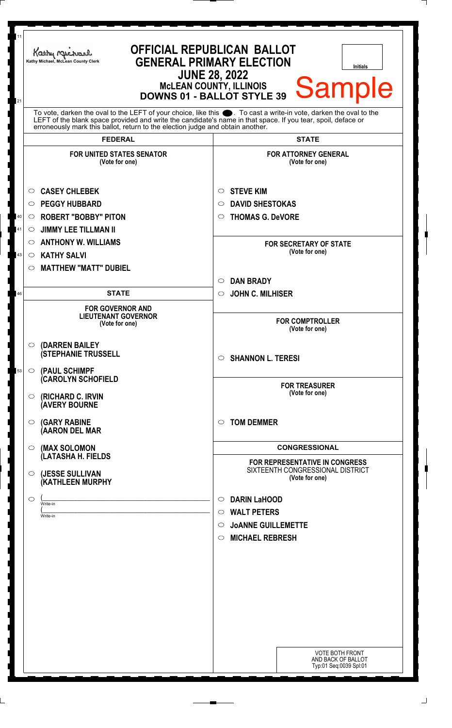Kathy Michael, McLean County Clerk

# OFFICIAL REPUBLICAN BALLOT
## GENERAL PRIMARY ELECTION
### JUNE 28, 2022
### McLEAN COUNTY, ILLINOIS
### DOWNS 01 - BALLOT STYLE 39

Initials

**Sample**

To vote, darken the oval to the LEFT of your choice, like this ●. To cast a write-in vote, darken the oval to the LEFT of the blank space provided and write the candidate's name in that space. If you tear, spoil, deface or erroneously mark this ballot, return to the election judge and obtain another.

## FEDERAL

**FOR UNITED STATES SENATOR**
(Vote for one)

- ○ **CASEY CHLEBEK**
- ○ **PEGGY HUBBARD**
- ○ **ROBERT "BOBBY" PITON**
- ○ **JIMMY LEE TILLMAN II**
- ○ **ANTHONY W. WILLIAMS**
- ○ **KATHY SALVI**
- ○ **MATTHEW "MATT" DUBIEL**

## STATE

**FOR GOVERNOR AND LIEUTENANT GOVERNOR**
(Vote for one)

- ○ **(DARREN BAILEY (STEPHANIE TRUSSELL**
- ○ **(PAUL SCHIMPF (CAROLYN SCHOFIELD**
- ○ **(RICHARD C. IRVIN (AVERY BOURNE**
- ○ **(GARY RABINE (AARON DEL MAR**
- ○ **(MAX SOLOMON (LATASHA H. FIELDS**
- ○ **(JESSE SULLIVAN (KATHLEEN MURPHY**
- ○ (\_\_\_\_\_\_\_\_\_\_\_\_\_\_\_\_\_\_ Write-in
  (\_\_\_\_\_\_\_\_\_\_\_\_\_\_\_\_\_\_ Write-in

## STATE

**FOR ATTORNEY GENERAL**
(Vote for one)

- ○ **STEVE KIM**
- ○ **DAVID SHESTOKAS**
- ○ **THOMAS G. DeVORE**

**FOR SECRETARY OF STATE**
(Vote for one)

- ○ **DAN BRADY**
- ○ **JOHN C. MILHISER**

**FOR COMPTROLLER**
(Vote for one)

- ○ **SHANNON L. TERESI**

**FOR TREASURER**
(Vote for one)

- ○ **TOM DEMMER**

## CONGRESSIONAL

**FOR REPRESENTATIVE IN CONGRESS**
SIXTEENTH CONGRESSIONAL DISTRICT
(Vote for one)

- ○ **DARIN LaHOOD**
- ○ **WALT PETERS**
- ○ **JoANNE GUILLEMETTE**
- ○ **MICHAEL REBRESH**

VOTE BOTH FRONT AND BACK OF BALLOT
Typ:01 Seq:0039 Spl:01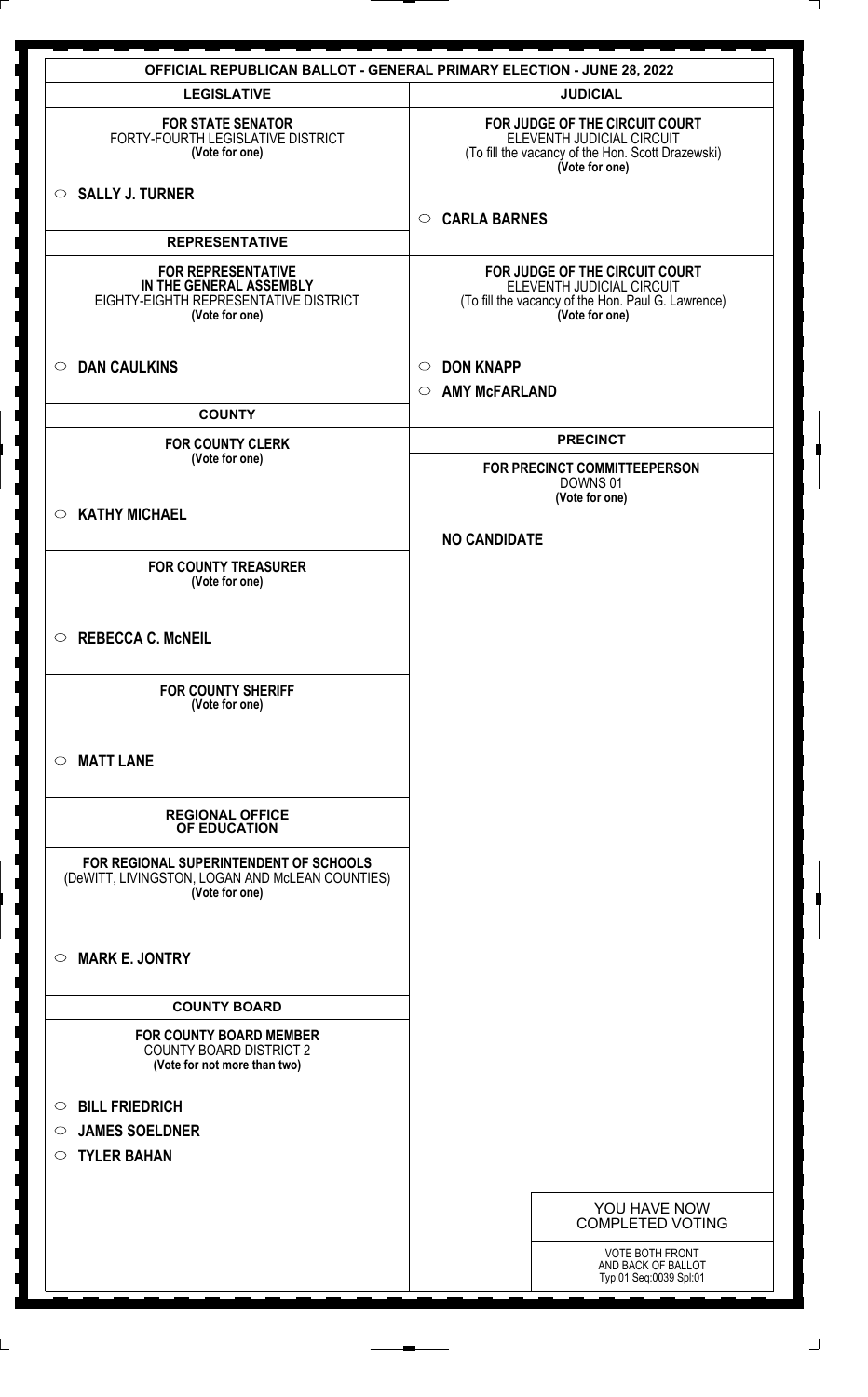# OFFICIAL REPUBLICAN BALLOT - GENERAL PRIMARY ELECTION - JUNE 28, 2022

## LEGISLATIVE

**FOR STATE SENATOR**
FORTY-FOURTH LEGISLATIVE DISTRICT
**(Vote for one)**

○ **SALLY J. TURNER**

## REPRESENTATIVE

**FOR REPRESENTATIVE IN THE GENERAL ASSEMBLY**
EIGHTY-EIGHTH REPRESENTATIVE DISTRICT
**(Vote for one)**

○ **DAN CAULKINS**

## COUNTY

**FOR COUNTY CLERK**
**(Vote for one)**

○ **KATHY MICHAEL**

**FOR COUNTY TREASURER**
**(Vote for one)**

○ **REBECCA C. McNEIL**

**FOR COUNTY SHERIFF**
**(Vote for one)**

○ **MATT LANE**

## REGIONAL OFFICE OF EDUCATION

**FOR REGIONAL SUPERINTENDENT OF SCHOOLS**
(DeWITT, LIVINGSTON, LOGAN AND McLEAN COUNTIES)
**(Vote for one)**

○ **MARK E. JONTRY**

## COUNTY BOARD

**FOR COUNTY BOARD MEMBER**
COUNTY BOARD DISTRICT 2
**(Vote for not more than two)**

○ **BILL FRIEDRICH**
○ **JAMES SOELDNER**
○ **TYLER BAHAN**

## JUDICIAL

**FOR JUDGE OF THE CIRCUIT COURT**
ELEVENTH JUDICIAL CIRCUIT
(To fill the vacancy of the Hon. Scott Drazewski)
**(Vote for one)**

○ **CARLA BARNES**

**FOR JUDGE OF THE CIRCUIT COURT**
ELEVENTH JUDICIAL CIRCUIT
(To fill the vacancy of the Hon. Paul G. Lawrence)
**(Vote for one)**

○ **DON KNAPP**
○ **AMY McFARLAND**

## PRECINCT

**FOR PRECINCT COMMITTEEPERSON**
DOWNS 01
**(Vote for one)**

**NO CANDIDATE**

YOU HAVE NOW COMPLETED VOTING

VOTE BOTH FRONT AND BACK OF BALLOT
Typ:01 Seq:0039 Spl:01